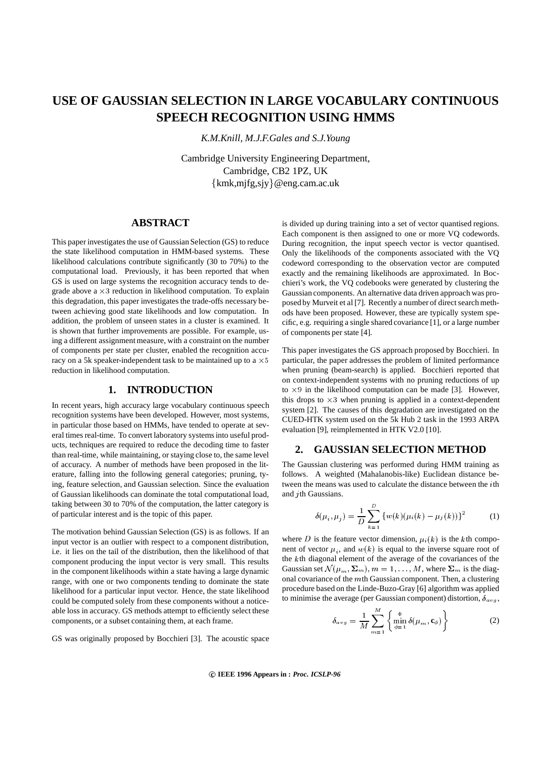# USE OF GAUSSIAN SELECTION IN LARGE VOCABULARY CONTINUOUS SPEECH RECOGNITION USING HMMS

*K.M.Knill, M.J.F.Gales and S.J.Young*

Cambridge University Engineering Department,
Cambridge, CB2 1PZ, UK
{kmk,mjfg,sjy}@eng.cam.ac.uk

## ABSTRACT

This paper investigates the use of Gaussian Selection (GS) to reduce the state likelihood computation in HMM-based systems. These likelihood calculations contribute significantly (30 to 70%) to the computational load. Previously, it has been reported that when GS is used on large systems the recognition accuracy tends to degrade above a $\times 3$ reduction in likelihood computation. To explain this degradation, this paper investigates the trade-offs necessary between achieving good state likelihoods and low computation. In addition, the problem of unseen states in a cluster is examined. It is shown that further improvements are possible. For example, using a different assignment measure, with a constraint on the number of components per state per cluster, enabled the recognition accuracy on a 5k speaker-independent task to be maintained up to a $\times 5$ reduction in likelihood computation.

## 1. INTRODUCTION

In recent years, high accuracy large vocabulary continuous speech recognition systems have been developed. However, most systems, in particular those based on HMMs, have tended to operate at several times real-time. To convert laboratory systems into useful products, techniques are required to reduce the decoding time to faster than real-time, while maintaining, or staying close to, the same level of accuracy. A number of methods have been proposed in the literature, falling into the following general categories; pruning, tying, feature selection, and Gaussian selection. Since the evaluation of Gaussian likelihoods can dominate the total computational load, taking between 30 to 70% of the computation, the latter category is of particular interest and is the topic of this paper.

The motivation behind Gaussian Selection (GS) is as follows. If an input vector is an outlier with respect to a component distribution, i.e. it lies on the tail of the distribution, then the likelihood of that component producing the input vector is very small. This results in the component likelihoods within a state having a large dynamic range, with one or two components tending to dominate the state likelihood for a particular input vector. Hence, the state likelihood could be computed solely from these components without a noticeable loss in accuracy. GS methods attempt to efficiently select these components, or a subset containing them, at each frame.

GS was originally proposed by Bocchieri [3]. The acoustic space is divided up during training into a set of vector quantised regions. Each component is then assigned to one or more VQ codewords. During recognition, the input speech vector is vector quantised. Only the likelihoods of the components associated with the VQ codeword corresponding to the observation vector are computed exactly and the remaining likelihoods are approximated. In Bocchieri's work, the VQ codebooks were generated by clustering the Gaussian components. An alternative data driven approach was proposed by Murveit et al [7]. Recently a number of direct search methods have been proposed. However, these are typically system specific, e.g. requiring a single shared covariance [1], or a large number of components per state [4].

This paper investigates the GS approach proposed by Bocchieri. In particular, the paper addresses the problem of limited performance when pruning (beam-search) is applied. Bocchieri reported that on context-independent systems with no pruning reductions of up to $\times 9$ in the likelihood computation can be made [3]. However, this drops to $\times 3$ when pruning is applied in a context-dependent system [2]. The causes of this degradation are investigated on the CUED-HTK system used on the 5k Hub 2 task in the 1993 ARPA evaluation [9], reimplemented in HTK V2.0 [10].

## 2. GAUSSIAN SELECTION METHOD

The Gaussian clustering was performed during HMM training as follows. A weighted (Mahalanobis-like) Euclidean distance between the means was used to calculate the distance between the $i$th and $j$th Gaussians.

$$\delta(\mu_i, \mu_j) = \frac{1}{D} \sum_{k=1}^{D} \{w(k)(\mu_i(k) - \mu_j(k))\}^2 \tag{1}$$

where $D$ is the feature vector dimension, $\mu_i(k)$ is the $k$th component of vector $\mu_i$, and $w(k)$ is equal to the inverse square root of the $k$th diagonal element of the average of the covariances of the Gaussian set $\mathcal{N}(\mu_m, \mathbf{\Sigma}_m), m = 1, \ldots, M$, where $\mathbf{\Sigma}_m$ is the diagonal covariance of the $m$th Gaussian component. Then, a clustering procedure based on the Linde-Buzo-Gray [6] algorithm was applied to minimise the average (per Gaussian component) distortion, $\delta_{avg}$,

$$\delta_{avg} = \frac{1}{M} \sum_{m=1}^{M} \left\{ \min_{\phi=1}^{\Phi} \delta(\mu_m, \mathbf{c}_\phi) \right\} \tag{2}$$

© IEEE 1996 Appears in : *Proc. ICSLP-96*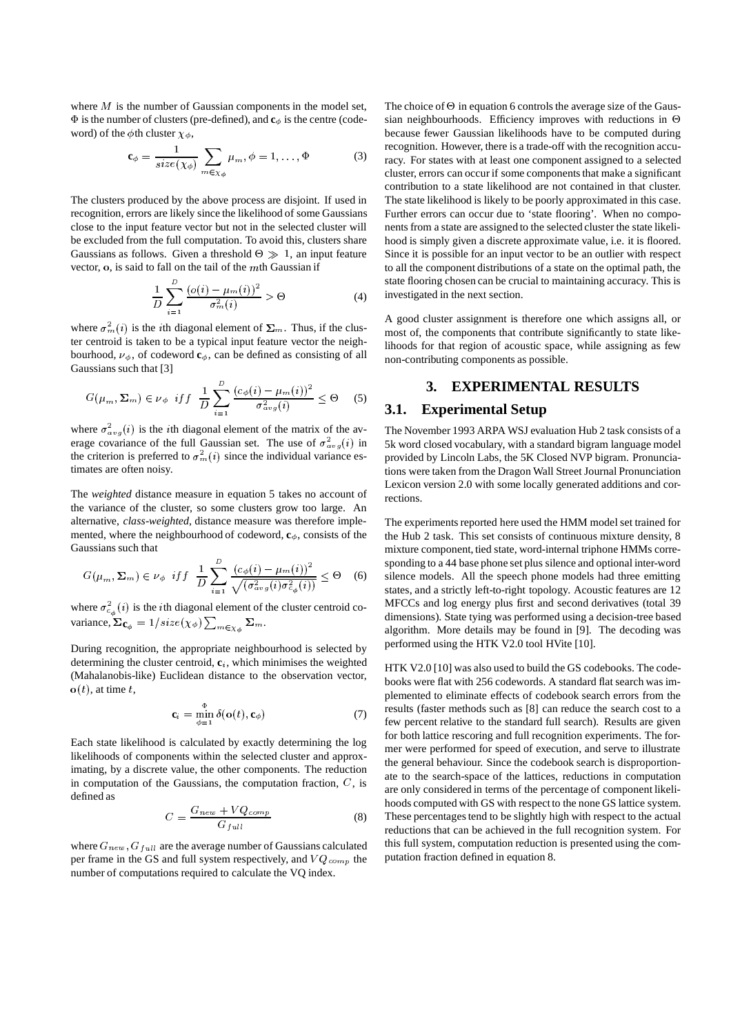where $M$ is the number of Gaussian components in the model set, $\Phi$ is the number of clusters (pre-defined), and $\mathbf{c}_\phi$ is the centre (codeword) of the $\phi$th cluster $\chi_\phi$,

$$\mathbf{c}_\phi = \frac{1}{size(\chi_\phi)} \sum_{m \in \chi_\phi} \mu_m, \phi = 1, \ldots, \Phi \quad (3)$$

The clusters produced by the above process are disjoint. If used in recognition, errors are likely since the likelihood of some Gaussians close to the input feature vector but not in the selected cluster will be excluded from the full computation. To avoid this, clusters share Gaussians as follows. Given a threshold $\Theta \gg 1$, an input feature vector, $\mathbf{o}$, is said to fall on the tail of the $m$th Gaussian if

$$\frac{1}{D} \sum_{i=1}^{D} \frac{(o(i) - \mu_m(i))^2}{\sigma_m^2(i)} > \Theta \quad (4)$$

where $\sigma_m^2(i)$ is the $i$th diagonal element of $\mathbf{\Sigma}_m$. Thus, if the cluster centroid is taken to be a typical input feature vector the neighbourhood, $\nu_\phi$, of codeword $\mathbf{c}_\phi$, can be defined as consisting of all Gaussians such that [3]

$$G(\mu_m, \mathbf{\Sigma}_m) \in \nu_\phi \;\; iff \;\; \frac{1}{D} \sum_{i=1}^{D} \frac{(c_\phi(i) - \mu_m(i))^2}{\sigma_{avg}^2(i)} \leq \Theta \quad (5)$$

where $\sigma_{avg}^2(i)$ is the $i$th diagonal element of the matrix of the average covariance of the full Gaussian set. The use of $\sigma_{avg}^2(i)$ in the criterion is preferred to $\sigma_m^2(i)$ since the individual variance estimates are often noisy.

The *weighted* distance measure in equation 5 takes no account of the variance of the cluster, so some clusters grow too large. An alternative, *class-weighted*, distance measure was therefore implemented, where the neighbourhood of codeword, $\mathbf{c}_\phi$, consists of the Gaussians such that

$$G(\mu_m, \mathbf{\Sigma}_m) \in \nu_\phi \;\; iff \;\; \frac{1}{D} \sum_{i=1}^{D} \frac{(c_\phi(i) - \mu_m(i))^2}{\sqrt{(\sigma_{avg}^2(i)\sigma_{c_\phi}^2(i))}} \leq \Theta \quad (6)$$

where $\sigma_{c_\phi}^2(i)$ is the $i$th diagonal element of the cluster centroid covariance, $\mathbf{\Sigma}_{\mathbf{c}_\phi} = 1/size(\chi_\phi) \sum_{m \in \chi_\phi} \mathbf{\Sigma}_m$.

During recognition, the appropriate neighbourhood is selected by determining the cluster centroid, $\mathbf{c}_i$, which minimises the weighted (Mahalanobis-like) Euclidean distance to the observation vector, $\mathbf{o}(t)$, at time $t$,

$$\mathbf{c}_i = \min_{\phi=1}^{\Phi} \delta(\mathbf{o}(t), \mathbf{c}_\phi) \quad (7)$$

Each state likelihood is calculated by exactly determining the log likelihoods of components within the selected cluster and approximating, by a discrete value, the other components. The reduction in computation of the Gaussians, the computation fraction, $C$, is defined as

$$C = \frac{G_{new} + VQ_{comp}}{G_{full}} \quad (8)$$

where $G_{new}, G_{full}$ are the average number of Gaussians calculated per frame in the GS and full system respectively, and $VQ_{comp}$ the number of computations required to calculate the VQ index.

The choice of $\Theta$ in equation 6 controls the average size of the Gaussian neighbourhoods. Efficiency improves with reductions in $\Theta$ because fewer Gaussian likelihoods have to be computed during recognition. However, there is a trade-off with the recognition accuracy. For states with at least one component assigned to a selected cluster, errors can occur if some components that make a significant contribution to a state likelihood are not contained in that cluster. The state likelihood is likely to be poorly approximated in this case. Further errors can occur due to 'state flooring'. When no components from a state are assigned to the selected cluster the state likelihood is simply given a discrete approximate value, i.e. it is floored. Since it is possible for an input vector to be an outlier with respect to all the component distributions of a state on the optimal path, the state flooring chosen can be crucial to maintaining accuracy. This is investigated in the next section.

A good cluster assignment is therefore one which assigns all, or most of, the components that contribute significantly to state likelihoods for that region of acoustic space, while assigning as few non-contributing components as possible.

## 3. EXPERIMENTAL RESULTS

### 3.1. Experimental Setup

The November 1993 ARPA WSJ evaluation Hub 2 task consists of a 5k word closed vocabulary, with a standard bigram language model provided by Lincoln Labs, the 5K Closed NVP bigram. Pronunciations were taken from the Dragon Wall Street Journal Pronunciation Lexicon version 2.0 with some locally generated additions and corrections.

The experiments reported here used the HMM model set trained for the Hub 2 task. This set consists of continuous mixture density, 8 mixture component, tied state, word-internal triphone HMMs corresponding to a 44 base phone set plus silence and optional inter-word silence models. All the speech phone models had three emitting states, and a strictly left-to-right topology. Acoustic features are 12 MFCCs and log energy plus first and second derivatives (total 39 dimensions). State tying was performed using a decision-tree based algorithm. More details may be found in [9]. The decoding was performed using the HTK V2.0 tool HVite [10].

HTK V2.0 [10] was also used to build the GS codebooks. The codebooks were flat with 256 codewords. A standard flat search was implemented to eliminate effects of codebook search errors from the results (faster methods such as [8] can reduce the search cost to a few percent relative to the standard full search). Results are given for both lattice rescoring and full recognition experiments. The former were performed for speed of execution, and serve to illustrate the general behaviour. Since the codebook search is disproportionate to the search-space of the lattices, reductions in computation are only considered in terms of the percentage of component likelihoods computed with GS with respect to the none GS lattice system. These percentages tend to be slightly high with respect to the actual reductions that can be achieved in the full recognition system. For this full system, computation reduction is presented using the computation fraction defined in equation 8.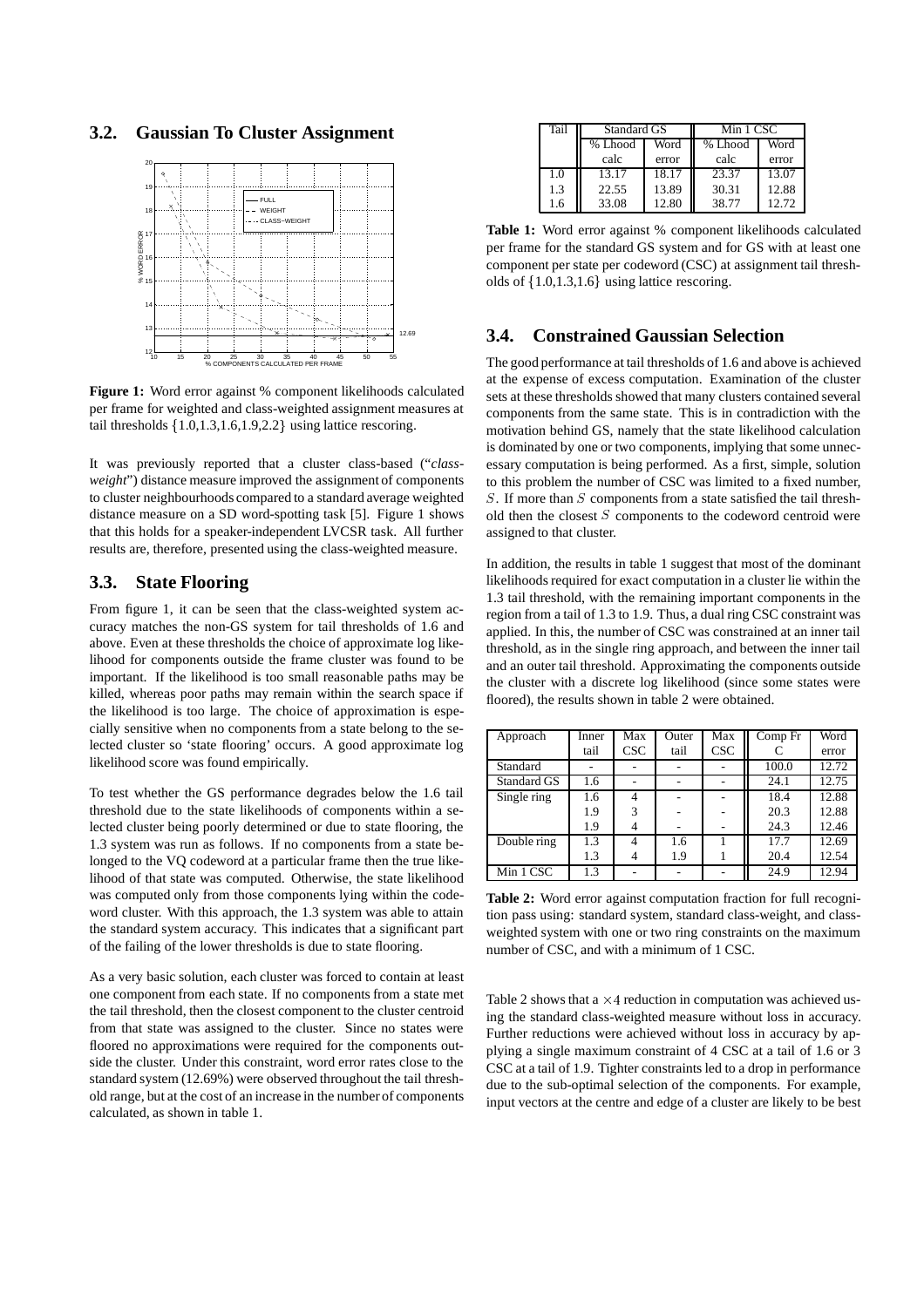### 3.2. Gaussian To Cluster Assignment

**Figure 1:** Word error against % component likelihoods calculated per frame for weighted and class-weighted assignment measures at tail thresholds {1.0,1.3,1.6,1.9,2.2} using lattice rescoring.

It was previously reported that a cluster class-based ("*class-weight*") distance measure improved the assignment of components to cluster neighbourhoods compared to a standard average weighted distance measure on a SD word-spotting task [5]. Figure 1 shows that this holds for a speaker-independent LVCSR task. All further results are, therefore, presented using the class-weighted measure.

### 3.3. State Flooring

From figure 1, it can be seen that the class-weighted system accuracy matches the non-GS system for tail thresholds of 1.6 and above. Even at these thresholds the choice of approximate log likelihood for components outside the frame cluster was found to be important. If the likelihood is too small reasonable paths may be killed, whereas poor paths may remain within the search space if the likelihood is too large. The choice of approximation is especially sensitive when no components from a state belong to the selected cluster so 'state flooring' occurs. A good approximate log likelihood score was found empirically.

To test whether the GS performance degrades below the 1.6 tail threshold due to the state likelihoods of components within a selected cluster being poorly determined or due to state flooring, the 1.3 system was run as follows. If no components from a state belonged to the VQ codeword at a particular frame then the true likelihood of that state was computed. Otherwise, the state likelihood was computed only from those components lying within the codeword cluster. With this approach, the 1.3 system was able to attain the standard system accuracy. This indicates that a significant part of the failing of the lower thresholds is due to state flooring.

As a very basic solution, each cluster was forced to contain at least one component from each state. If no components from a state met the tail threshold, then the closest component to the cluster centroid from that state was assigned to the cluster. Since no states were floored no approximations were required for the components outside the cluster. Under this constraint, word error rates close to the standard system (12.69%) were observed throughout the tail threshold range, but at the cost of an increase in the number of components calculated, as shown in table 1.

| Tail | Standard GS | | Min 1 CSC | |
|---|---|---|---|---|
| | % Lhood calc | Word error | % Lhood calc | Word error |
| 1.0 | 13.17 | 18.17 | 23.37 | 13.07 |
| 1.3 | 22.55 | 13.89 | 30.31 | 12.88 |
| 1.6 | 33.08 | 12.80 | 38.77 | 12.72 |

**Table 1:** Word error against % component likelihoods calculated per frame for the standard GS system and for GS with at least one component per state per codeword (CSC) at assignment tail thresholds of {1.0,1.3,1.6} using lattice rescoring.

### 3.4. Constrained Gaussian Selection

The good performance at tail thresholds of 1.6 and above is achieved at the expense of excess computation. Examination of the cluster sets at these thresholds showed that many clusters contained several components from the same state. This is in contradiction with the motivation behind GS, namely that the state likelihood calculation is dominated by one or two components, implying that some unnecessary computation is being performed. As a first, simple, solution to this problem the number of CSC was limited to a fixed number, $S$. If more than $S$ components from a state satisfied the tail threshold then the closest $S$ components to the codeword centroid were assigned to that cluster.

In addition, the results in table 1 suggest that most of the dominant likelihoods required for exact computation in a cluster lie within the 1.3 tail threshold, with the remaining important components in the region from a tail of 1.3 to 1.9. Thus, a dual ring CSC constraint was applied. In this, the number of CSC was constrained at an inner tail threshold, as in the single ring approach, and between the inner tail and an outer tail threshold. Approximating the components outside the cluster with a discrete log likelihood (since some states were floored), the results shown in table 2 were obtained.

| Approach | Inner tail | Max CSC | Outer tail | Max CSC | Comp Fr C | Word error |
|---|---|---|---|---|---|---|
| Standard | - | - | - | - | 100.0 | 12.72 |
| Standard GS | 1.6 | - | - | - | 24.1 | 12.75 |
| Single ring | 1.6 | 4 | - | - | 18.4 | 12.88 |
| | 1.9 | 3 | - | - | 20.3 | 12.88 |
| | 1.9 | 4 | - | - | 24.3 | 12.46 |
| Double ring | 1.3 | 4 | 1.6 | 1 | 17.7 | 12.69 |
| | 1.3 | 4 | 1.9 | 1 | 20.4 | 12.54 |
| Min 1 CSC | 1.3 | - | - | - | 24.9 | 12.94 |

**Table 2:** Word error against computation fraction for full recognition pass using: standard system, standard class-weight, and class-weighted system with one or two ring constraints on the maximum number of CSC, and with a minimum of 1 CSC.

Table 2 shows that a $\times 4$ reduction in computation was achieved using the standard class-weighted measure without loss in accuracy. Further reductions were achieved without loss in accuracy by applying a single maximum constraint of 4 CSC at a tail of 1.6 or 3 CSC at a tail of 1.9. Tighter constraints led to a drop in performance due to the sub-optimal selection of the components. For example, input vectors at the centre and edge of a cluster are likely to be best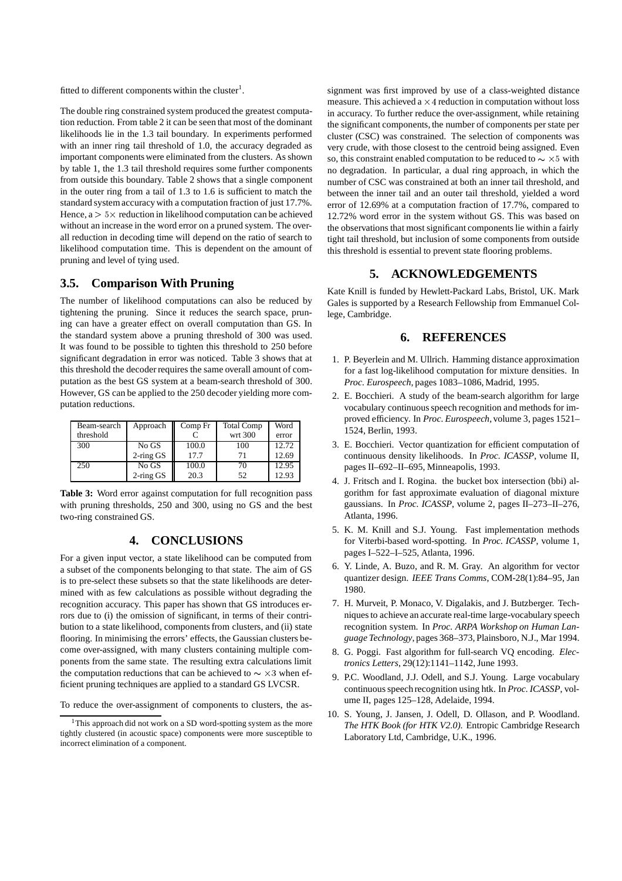fitted to different components within the cluster[1].

The double ring constrained system produced the greatest computation reduction. From table 2 it can be seen that most of the dominant likelihoods lie in the 1.3 tail boundary. In experiments performed with an inner ring tail threshold of 1.0, the accuracy degraded as important components were eliminated from the clusters. As shown by table 1, the 1.3 tail threshold requires some further components from outside this boundary. Table 2 shows that a single component in the outer ring from a tail of 1.3 to 1.6 is sufficient to match the standard system accuracy with a computation fraction of just 17.7%. Hence, a $> 5\times$ reduction in likelihood computation can be achieved without an increase in the word error on a pruned system. The overall reduction in decoding time will depend on the ratio of search to likelihood computation time. This is dependent on the amount of pruning and level of tying used.

### 3.5. Comparison With Pruning

The number of likelihood computations can also be reduced by tightening the pruning. Since it reduces the search space, pruning can have a greater effect on overall computation than GS. In the standard system above a pruning threshold of 300 was used. It was found to be possible to tighten this threshold to 250 before significant degradation in error was noticed. Table 3 shows that at this threshold the decoder requires the same overall amount of computation as the best GS system at a beam-search threshold of 300. However, GS can be applied to the 250 decoder yielding more computation reductions.

| Beam-search threshold | Approach | Comp Fr C | Total Comp wrt 300 | Word error |
|---|---|---|---|---|
| 300 | No GS | 100.0 | 100 | 12.72 |
| | 2-ring GS | 17.7 | 71 | 12.69 |
| 250 | No GS | 100.0 | 70 | 12.95 |
| | 2-ring GS | 20.3 | 52 | 12.93 |

**Table 3:** Word error against computation for full recognition pass with pruning thresholds, 250 and 300, using no GS and the best two-ring constrained GS.

## 4. CONCLUSIONS

For a given input vector, a state likelihood can be computed from a subset of the components belonging to that state. The aim of GS is to pre-select these subsets so that the state likelihoods are determined with as few calculations as possible without degrading the recognition accuracy. This paper has shown that GS introduces errors due to (i) the omission of significant, in terms of their contribution to a state likelihood, components from clusters, and (ii) state flooring. In minimising the errors' effects, the Gaussian clusters become over-assigned, with many clusters containing multiple components from the same state. The resulting extra calculations limit the computation reductions that can be achieved to $\sim \times 3$ when efficient pruning techniques are applied to a standard GS LVCSR.

To reduce the over-assignment of components to clusters, the assignment was first improved by use of a class-weighted distance measure. This achieved a $\times 4$ reduction in computation without loss in accuracy. To further reduce the over-assignment, while retaining the significant components, the number of components per state per cluster (CSC) was constrained. The selection of components was very crude, with those closest to the centroid being assigned. Even so, this constraint enabled computation to be reduced to $\sim \times 5$ with no degradation. In particular, a dual ring approach, in which the number of CSC was constrained at both an inner tail threshold, and between the inner tail and an outer tail threshold, yielded a word error of 12.69% at a computation fraction of 17.7%, compared to 12.72% word error in the system without GS. This was based on the observations that most significant components lie within a fairly tight tail threshold, but inclusion of some components from outside this threshold is essential to prevent state flooring problems.

[1] This approach did not work on a SD word-spotting system as the more tightly clustered (in acoustic space) components were more susceptible to incorrect elimination of a component.

## 5. ACKNOWLEDGEMENTS

Kate Knill is funded by Hewlett-Packard Labs, Bristol, UK. Mark Gales is supported by a Research Fellowship from Emmanuel College, Cambridge.

## 6. REFERENCES

1. P. Beyerlein and M. Ullrich. Hamming distance approximation for a fast log-likelihood computation for mixture densities. In *Proc. Eurospeech*, pages 1083–1086, Madrid, 1995.
2. E. Bocchieri. A study of the beam-search algorithm for large vocabulary continuous speech recognition and methods for improved efficiency. In *Proc. Eurospeech*, volume 3, pages 1521–1524, Berlin, 1993.
3. E. Bocchieri. Vector quantization for efficient computation of continuous density likelihoods. In *Proc. ICASSP*, volume II, pages II–692–II–695, Minneapolis, 1993.
4. J. Fritsch and I. Rogina. the bucket box intersection (bbi) algorithm for fast approximate evaluation of diagonal mixture gaussians. In *Proc. ICASSP*, volume 2, pages II–273–II–276, Atlanta, 1996.
5. K. M. Knill and S.J. Young. Fast implementation methods for Viterbi-based word-spotting. In *Proc. ICASSP*, volume 1, pages I–522–I–525, Atlanta, 1996.
6. Y. Linde, A. Buzo, and R. M. Gray. An algorithm for vector quantizer design. *IEEE Trans Comms*, COM-28(1):84–95, Jan 1980.
7. H. Murveit, P. Monaco, V. Digalakis, and J. Butzberger. Techniques to achieve an accurate real-time large-vocabulary speech recognition system. In *Proc. ARPA Workshop on Human Language Technology*, pages 368–373, Plainsboro, N.J., Mar 1994.
8. G. Poggi. Fast algorithm for full-search VQ encoding. *Electronics Letters*, 29(12):1141–1142, June 1993.
9. P.C. Woodland, J.J. Odell, and S.J. Young. Large vocabulary continuous speech recognition using htk. In *Proc. ICASSP*, volume II, pages 125–128, Adelaide, 1994.
10. S. Young, J. Jansen, J. Odell, D. Ollason, and P. Woodland. *The HTK Book (for HTK V2.0)*. Entropic Cambridge Research Laboratory Ltd, Cambridge, U.K., 1996.